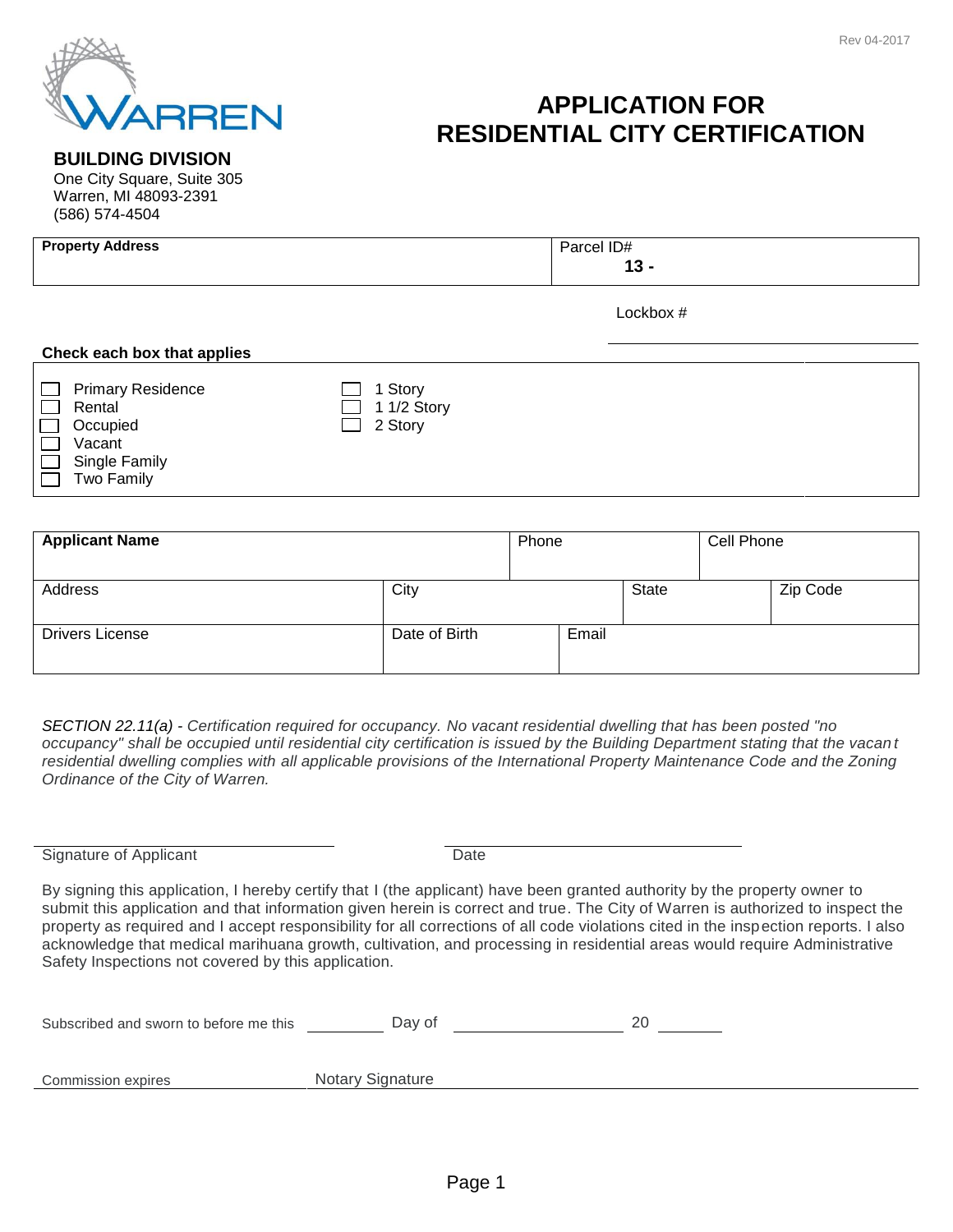Rev 04-2017

WARREN

**BUILDING DIVISION**
One City Square, Suite 305
Warren, MI 48093-2391
(586) 574-4504

# APPLICATION FOR RESIDENTIAL CITY CERTIFICATION

| | |
|---|---|
| **Property Address** | Parcel ID# **13 -** |

Lockbox # ____________________

**Check each box that applies**

| | |
|---|---|
| ☐ Primary Residence | ☐ 1 Story |
| ☐ Rental | ☐ 1 1/2 Story |
| ☐ Occupied | ☐ 2 Story |
| ☐ Vacant | |
| ☐ Single Family | |
| ☐ Two Family | |

| | | | |
|---|---|---|---|
| **Applicant Name** | | Phone | Cell Phone |
| Address | City | State | Zip Code |
| Drivers License | Date of Birth | Email | |

*SECTION 22.11(a) - Certification required for occupancy. No vacant residential dwelling that has been posted "no occupancy" shall be occupied until residential city certification is issued by the Building Department stating that the vacant residential dwelling complies with all applicable provisions of the International Property Maintenance Code and the Zoning Ordinance of the City of Warren.*

____________________ ____________________
Signature of Applicant Date

By signing this application, I hereby certify that I (the applicant) have been granted authority by the property owner to submit this application and that information given herein is correct and true. The City of Warren is authorized to inspect the property as required and I accept responsibility for all corrections of all code violations cited in the inspection reports. I also acknowledge that medical marihuana growth, cultivation, and processing in residential areas would require Administrative Safety Inspections not covered by this application.

Subscribed and sworn to before me this ________ Day of ____________________ 20 ________

Commission expires ____________________ Notary Signature ____________________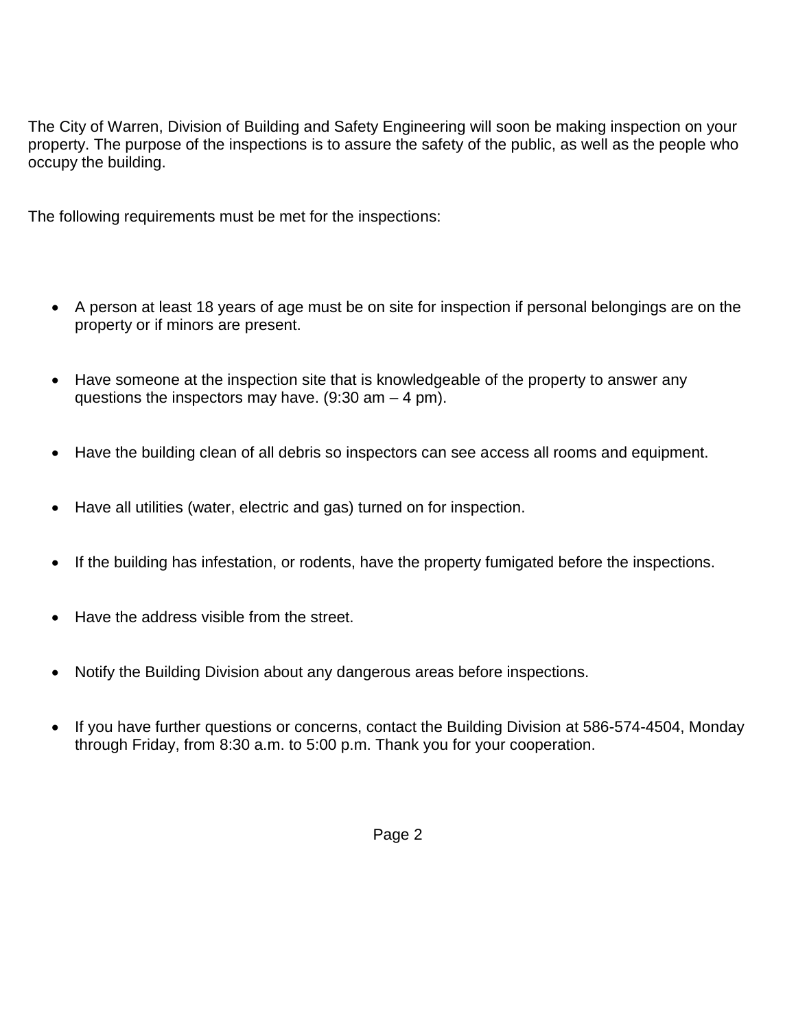The City of Warren, Division of Building and Safety Engineering will soon be making inspection on your property. The purpose of the inspections is to assure the safety of the public, as well as the people who occupy the building.

The following requirements must be met for the inspections:

- A person at least 18 years of age must be on site for inspection if personal belongings are on the property or if minors are present.
- Have someone at the inspection site that is knowledgeable of the property to answer any questions the inspectors may have. (9:30 am – 4 pm).
- Have the building clean of all debris so inspectors can see access all rooms and equipment.
- Have all utilities (water, electric and gas) turned on for inspection.
- If the building has infestation, or rodents, have the property fumigated before the inspections.
- Have the address visible from the street.
- Notify the Building Division about any dangerous areas before inspections.
- If you have further questions or concerns, contact the Building Division at 586-574-4504, Monday through Friday, from 8:30 a.m. to 5:00 p.m. Thank you for your cooperation.